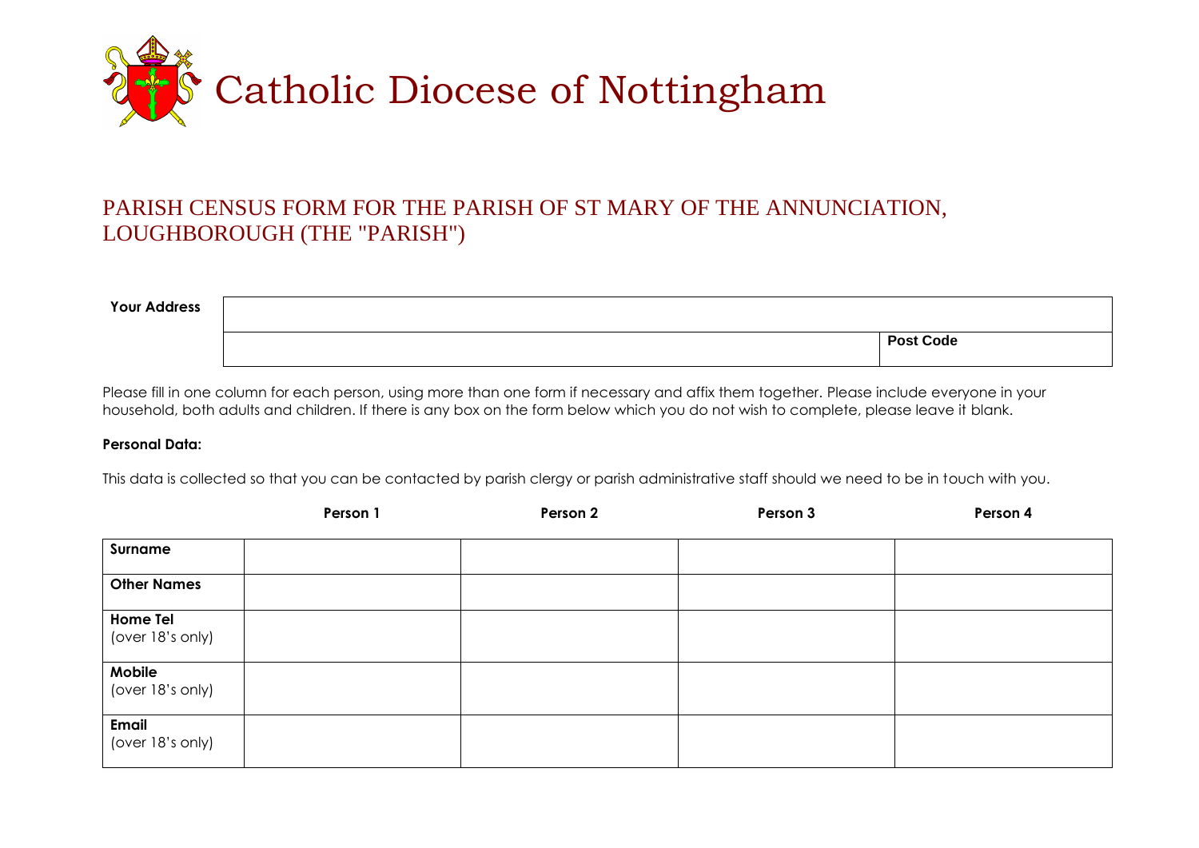# Catholic Diocese of Nottingham

## PARISH CENSUS FORM FOR THE PARISH OF ST MARY OF THE ANNUNCIATION, LOUGHBOROUGH (THE "PARISH")

| **Your Address** | | |
|---|---|---|
| | | **Post Code** |

Please fill in one column for each person, using more than one form if necessary and affix them together. Please include everyone in your household, both adults and children. If there is any box on the form below which you do not wish to complete, please leave it blank.

**Personal Data:**

This data is collected so that you can be contacted by parish clergy or parish administrative staff should we need to be in touch with you.

| | **Person 1** | **Person 2** | **Person 3** | **Person 4** |
|---|---|---|---|---|
| **Surname** | | | | |
| **Other Names** | | | | |
| **Home Tel** (over 18's only) | | | | |
| **Mobile** (over 18's only) | | | | |
| **Email** (over 18's only) | | | | |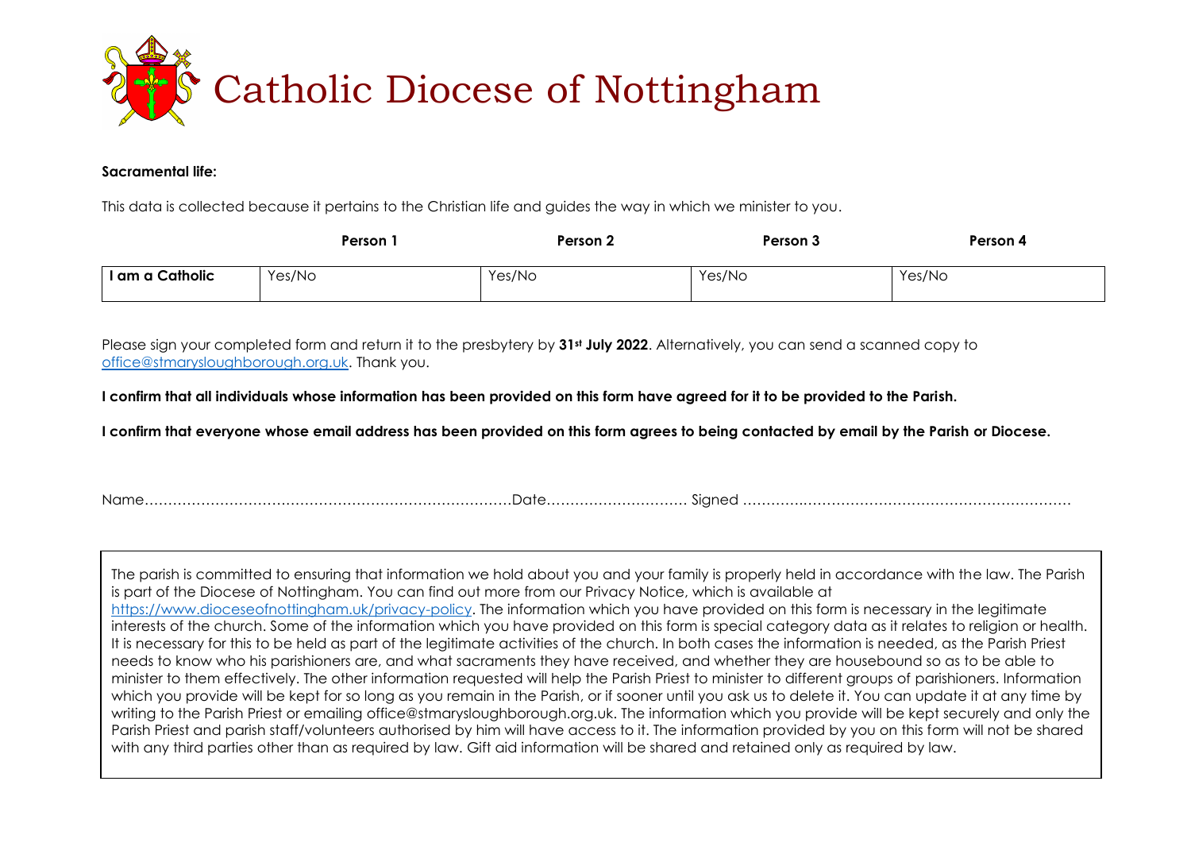# Catholic Diocese of Nottingham

**Sacramental life:**

This data is collected because it pertains to the Christian life and guides the way in which we minister to you.

| | **Person 1** | **Person 2** | **Person 3** | **Person 4** |
|---|---|---|---|---|
| **I am a Catholic** | Yes/No | Yes/No | Yes/No | Yes/No |

Please sign your completed form and return it to the presbytery by **31st July 2022**. Alternatively, you can send a scanned copy to office@stmarysloughborough.org.uk. Thank you.

**I confirm that all individuals whose information has been provided on this form have agreed for it to be provided to the Parish.**

**I confirm that everyone whose email address has been provided on this form agrees to being contacted by email by the Parish or Diocese.**

Name……………………………………………………………………Date………………………… Signed ……………………………………………………………

The parish is committed to ensuring that information we hold about you and your family is properly held in accordance with the law. The Parish is part of the Diocese of Nottingham. You can find out more from our Privacy Notice, which is available at https://www.dioceseofnottingham.uk/privacy-policy. The information which you have provided on this form is necessary in the legitimate interests of the church. Some of the information which you have provided on this form is special category data as it relates to religion or health. It is necessary for this to be held as part of the legitimate activities of the church. In both cases the information is needed, as the Parish Priest needs to know who his parishioners are, and what sacraments they have received, and whether they are housebound so as to be able to minister to them effectively. The other information requested will help the Parish Priest to minister to different groups of parishioners. Information which you provide will be kept for so long as you remain in the Parish, or if sooner until you ask us to delete it. You can update it at any time by writing to the Parish Priest or emailing office@stmarysloughborough.org.uk. The information which you provide will be kept securely and only the Parish Priest and parish staff/volunteers authorised by him will have access to it. The information provided by you on this form will not be shared with any third parties other than as required by law. Gift aid information will be shared and retained only as required by law.